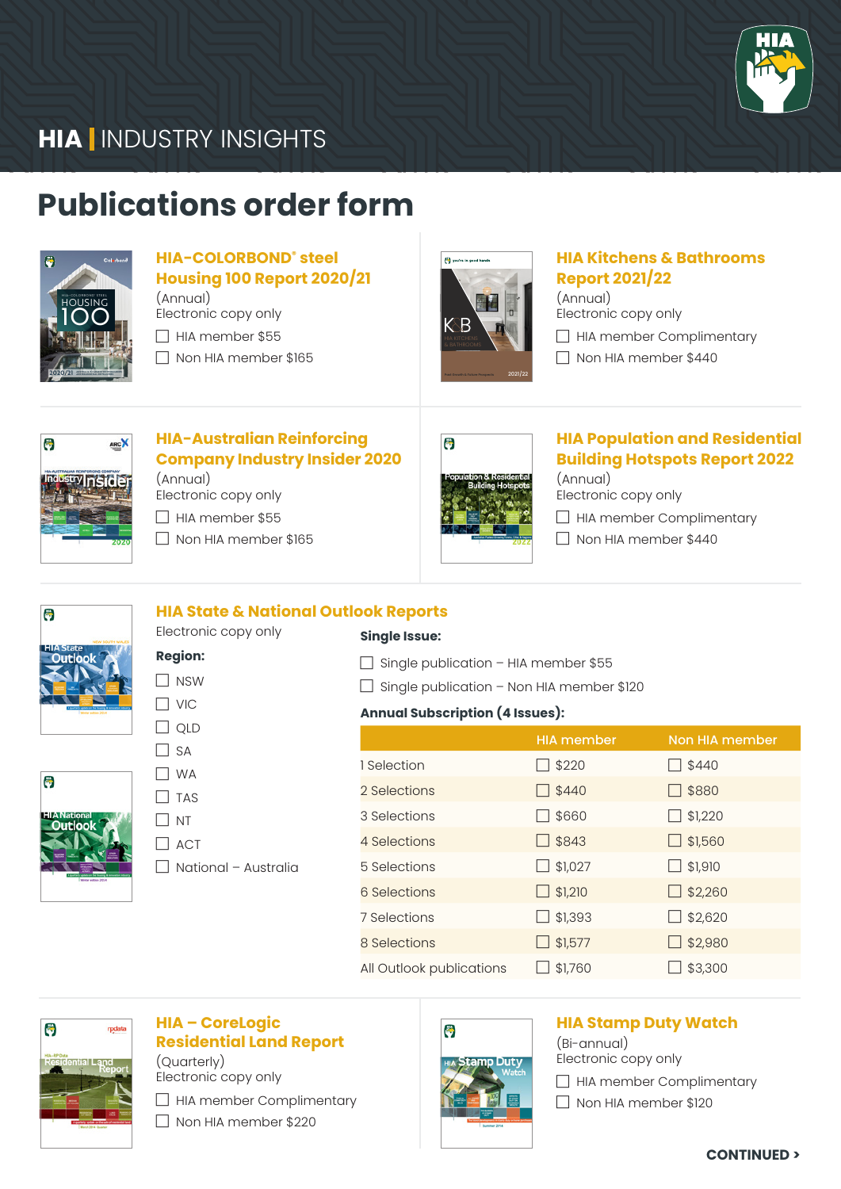# HIA | INDUSTRY INSIGHTS

## Publications order form

### HIA-COLORBOND® steel Housing 100 Report 2020/21

(Annual)
Electronic copy only

- ☐ HIA member $55
- ☐ Non HIA member $165

### HIA Kitchens & Bathrooms Report 2021/22

(Annual)
Electronic copy only

- ☐ HIA member Complimentary
- ☐ Non HIA member $440

### HIA-Australian Reinforcing Company Industry Insider 2020

(Annual)
Electronic copy only

- ☐ HIA member $55
- ☐ Non HIA member $165

### HIA Population and Residential Building Hotspots Report 2022

(Annual)
Electronic copy only

- ☐ HIA member Complimentary
- ☐ Non HIA member $440

### HIA State & National Outlook Reports

Electronic copy only

**Region:**

- ☐ NSW
- ☐ VIC
- ☐ QLD
- ☐ SA
- ☐ WA
- ☐ TAS
- ☐ NT
- ☐ ACT
- ☐ National – Australia

**Single Issue:**

- ☐ Single publication – HIA member $55
- ☐ Single publication – Non HIA member $120

**Annual Subscription (4 Issues):**

| | HIA member | Non HIA member |
|---|---|---|
| 1 Selection | ☐ $220 | ☐ $440 |
| 2 Selections | ☐ $440 | ☐ $880 |
| 3 Selections | ☐ $660 | ☐ $1,220 |
| 4 Selections | ☐ $843 | ☐ $1,560 |
| 5 Selections | ☐ $1,027 | ☐ $1,910 |
| 6 Selections | ☐ $1,210 | ☐ $2,260 |
| 7 Selections | ☐ $1,393 | ☐ $2,620 |
| 8 Selections | ☐ $1,577 | ☐ $2,980 |
| All Outlook publications | ☐ $1,760 | ☐ $3,300 |

### HIA – CoreLogic Residential Land Report

(Quarterly)
Electronic copy only

- ☐ HIA member Complimentary
- ☐ Non HIA member $220

### HIA Stamp Duty Watch

(Bi-annual)
Electronic copy only

- ☐ HIA member Complimentary
- ☐ Non HIA member $120

**CONTINUED >**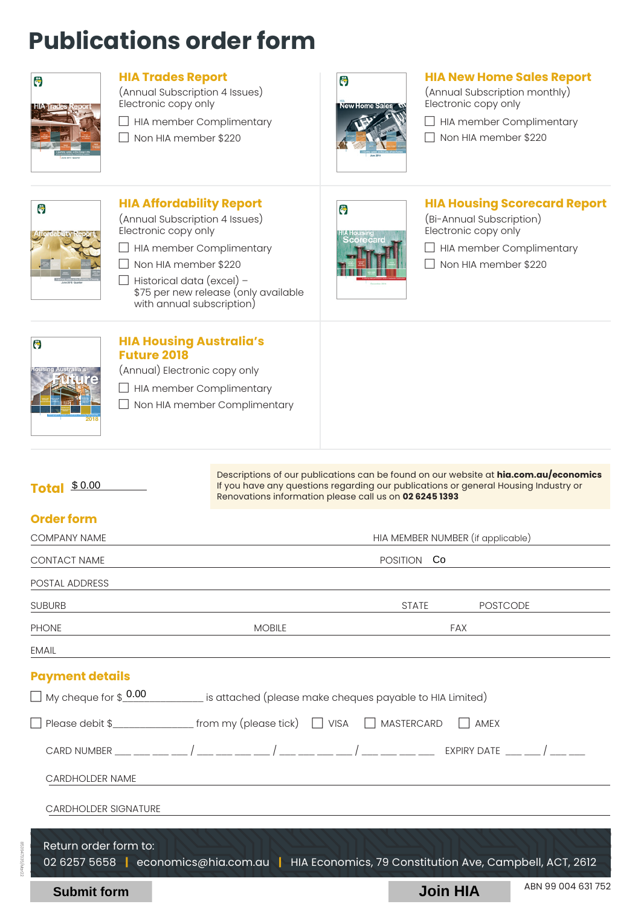# Publications order form

## HIA Trades Report

(Annual Subscription 4 Issues)
Electronic copy only

- [ ] HIA member Complimentary
- [ ] Non HIA member $220

## HIA New Home Sales Report

(Annual Subscription monthly)
Electronic copy only

- [ ] HIA member Complimentary
- [ ] Non HIA member $220

## HIA Affordability Report

(Annual Subscription 4 Issues)
Electronic copy only

- [ ] HIA member Complimentary
- [ ] Non HIA member $220
- [ ] Historical data (excel) – $75 per new release (only available with annual subscription)

## HIA Housing Scorecard Report

(Bi-Annual Subscription)
Electronic copy only

- [ ] HIA member Complimentary
- [ ] Non HIA member $220

## HIA Housing Australia's Future 2018

(Annual) Electronic copy only

- [ ] HIA member Complimentary
- [ ] Non HIA member Complimentary

**Total** $ 0.00

Descriptions of our publications can be found on our website at **hia.com.au/economics**
If you have any questions regarding our publications or general Housing Industry or Renovations information please call us on **02 6245 1393**

## Order form

COMPANY NAME ______________________ HIA MEMBER NUMBER (if applicable) ______________________

CONTACT NAME ______________________ POSITION Co

POSTAL ADDRESS ______________________

SUBURB ______________________ STATE __________ POSTCODE __________

PHONE __________ MOBILE __________ FAX __________

EMAIL ______________________

## Payment details

- [ ] My cheque for $ 0.00 is attached (please make cheques payable to HIA Limited)
- [ ] Please debit $__________ from my (please tick) [ ] VISA [ ] MASTERCARD [ ] AMEX

CARD NUMBER ____ / ____ / ____ / ____ EXPIRY DATE __ / __

CARDHOLDER NAME ______________________

CARDHOLDER SIGNATURE ______________________

Return order form to:
02 6257 5658 | economics@hia.com.au | HIA Economics, 79 Constitution Ave, Campbell, ACT, 2612

Submit form

Join HIA

ABN 99 004 631 752